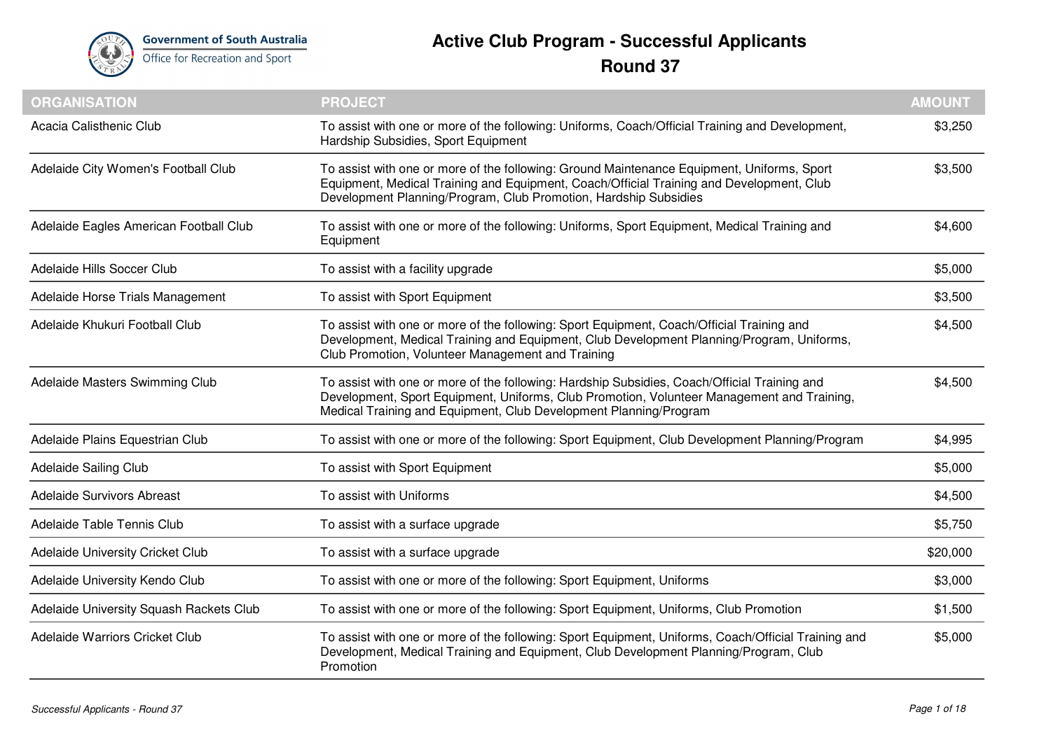Government of South Australia
Office for Recreation and Sport

# Active Club Program - Successful Applicants
## Round 37

| ORGANISATION | PROJECT | AMOUNT |
|---|---|---|
| Acacia Calisthenic Club | To assist with one or more of the following: Uniforms, Coach/Official Training and Development, Hardship Subsidies, Sport Equipment | $3,250 |
| Adelaide City Women's Football Club | To assist with one or more of the following: Ground Maintenance Equipment, Uniforms, Sport Equipment, Medical Training and Equipment, Coach/Official Training and Development, Club Development Planning/Program, Club Promotion, Hardship Subsidies | $3,500 |
| Adelaide Eagles American Football Club | To assist with one or more of the following: Uniforms, Sport Equipment, Medical Training and Equipment | $4,600 |
| Adelaide Hills Soccer Club | To assist with a facility upgrade | $5,000 |
| Adelaide Horse Trials Management | To assist with Sport Equipment | $3,500 |
| Adelaide Khukuri Football Club | To assist with one or more of the following: Sport Equipment, Coach/Official Training and Development, Medical Training and Equipment, Club Development Planning/Program, Uniforms, Club Promotion, Volunteer Management and Training | $4,500 |
| Adelaide Masters Swimming Club | To assist with one or more of the following: Hardship Subsidies, Coach/Official Training and Development, Sport Equipment, Uniforms, Club Promotion, Volunteer Management and Training, Medical Training and Equipment, Club Development Planning/Program | $4,500 |
| Adelaide Plains Equestrian Club | To assist with one or more of the following: Sport Equipment, Club Development Planning/Program | $4,995 |
| Adelaide Sailing Club | To assist with Sport Equipment | $5,000 |
| Adelaide Survivors Abreast | To assist with Uniforms | $4,500 |
| Adelaide Table Tennis Club | To assist with a surface upgrade | $5,750 |
| Adelaide University Cricket Club | To assist with a surface upgrade | $20,000 |
| Adelaide University Kendo Club | To assist with one or more of the following: Sport Equipment, Uniforms | $3,000 |
| Adelaide University Squash Rackets Club | To assist with one or more of the following: Sport Equipment, Uniforms, Club Promotion | $1,500 |
| Adelaide Warriors Cricket Club | To assist with one or more of the following: Sport Equipment, Uniforms, Coach/Official Training and Development, Medical Training and Equipment, Club Development Planning/Program, Club Promotion | $5,000 |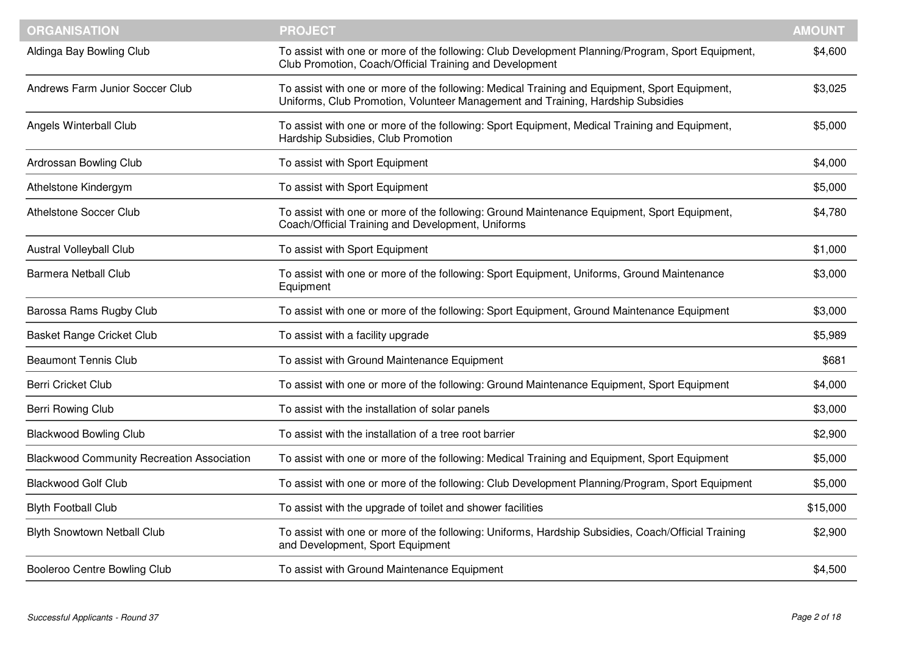| ORGANISATION | PROJECT | AMOUNT |
|---|---|---|
| Aldinga Bay Bowling Club | To assist with one or more of the following: Club Development Planning/Program, Sport Equipment, Club Promotion, Coach/Official Training and Development | $4,600 |
| Andrews Farm Junior Soccer Club | To assist with one or more of the following: Medical Training and Equipment, Sport Equipment, Uniforms, Club Promotion, Volunteer Management and Training, Hardship Subsidies | $3,025 |
| Angels Winterball Club | To assist with one or more of the following: Sport Equipment, Medical Training and Equipment, Hardship Subsidies, Club Promotion | $5,000 |
| Ardrossan Bowling Club | To assist with Sport Equipment | $4,000 |
| Athelstone Kindergym | To assist with Sport Equipment | $5,000 |
| Athelstone Soccer Club | To assist with one or more of the following: Ground Maintenance Equipment, Sport Equipment, Coach/Official Training and Development, Uniforms | $4,780 |
| Austral Volleyball Club | To assist with Sport Equipment | $1,000 |
| Barmera Netball Club | To assist with one or more of the following: Sport Equipment, Uniforms, Ground Maintenance Equipment | $3,000 |
| Barossa Rams Rugby Club | To assist with one or more of the following: Sport Equipment, Ground Maintenance Equipment | $3,000 |
| Basket Range Cricket Club | To assist with a facility upgrade | $5,989 |
| Beaumont Tennis Club | To assist with Ground Maintenance Equipment | $681 |
| Berri Cricket Club | To assist with one or more of the following: Ground Maintenance Equipment, Sport Equipment | $4,000 |
| Berri Rowing Club | To assist with the installation of solar panels | $3,000 |
| Blackwood Bowling Club | To assist with the installation of a tree root barrier | $2,900 |
| Blackwood Community Recreation Association | To assist with one or more of the following: Medical Training and Equipment, Sport Equipment | $5,000 |
| Blackwood Golf Club | To assist with one or more of the following: Club Development Planning/Program, Sport Equipment | $5,000 |
| Blyth Football Club | To assist with the upgrade of toilet and shower facilities | $15,000 |
| Blyth Snowtown Netball Club | To assist with one or more of the following: Uniforms, Hardship Subsidies, Coach/Official Training and Development, Sport Equipment | $2,900 |
| Booleroo Centre Bowling Club | To assist with Ground Maintenance Equipment | $4,500 |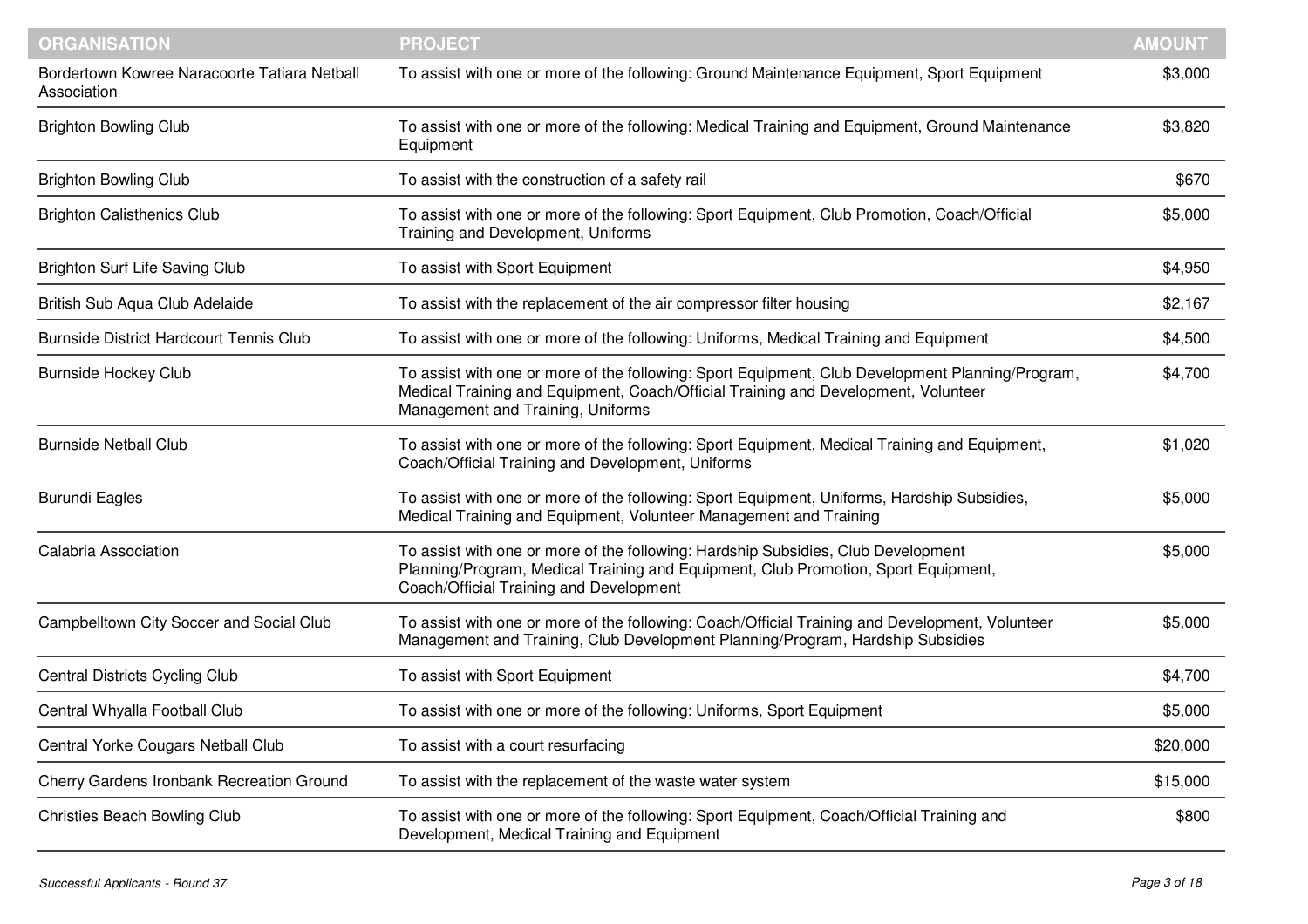| ORGANISATION | PROJECT | AMOUNT |
|---|---|---|
| Bordertown Kowree Naracoorte Tatiara Netball Association | To assist with one or more of the following: Ground Maintenance Equipment, Sport Equipment | $3,000 |
| Brighton Bowling Club | To assist with one or more of the following: Medical Training and Equipment, Ground Maintenance Equipment | $3,820 |
| Brighton Bowling Club | To assist with the construction of a safety rail | $670 |
| Brighton Calisthenics Club | To assist with one or more of the following: Sport Equipment, Club Promotion, Coach/Official Training and Development, Uniforms | $5,000 |
| Brighton Surf Life Saving Club | To assist with Sport Equipment | $4,950 |
| British Sub Aqua Club Adelaide | To assist with the replacement of the air compressor filter housing | $2,167 |
| Burnside District Hardcourt Tennis Club | To assist with one or more of the following: Uniforms, Medical Training and Equipment | $4,500 |
| Burnside Hockey Club | To assist with one or more of the following: Sport Equipment, Club Development Planning/Program, Medical Training and Equipment, Coach/Official Training and Development, Volunteer Management and Training, Uniforms | $4,700 |
| Burnside Netball Club | To assist with one or more of the following: Sport Equipment, Medical Training and Equipment, Coach/Official Training and Development, Uniforms | $1,020 |
| Burundi Eagles | To assist with one or more of the following: Sport Equipment, Uniforms, Hardship Subsidies, Medical Training and Equipment, Volunteer Management and Training | $5,000 |
| Calabria Association | To assist with one or more of the following: Hardship Subsidies, Club Development Planning/Program, Medical Training and Equipment, Club Promotion, Sport Equipment, Coach/Official Training and Development | $5,000 |
| Campbelltown City Soccer and Social Club | To assist with one or more of the following: Coach/Official Training and Development, Volunteer Management and Training, Club Development Planning/Program, Hardship Subsidies | $5,000 |
| Central Districts Cycling Club | To assist with Sport Equipment | $4,700 |
| Central Whyalla Football Club | To assist with one or more of the following: Uniforms, Sport Equipment | $5,000 |
| Central Yorke Cougars Netball Club | To assist with a court resurfacing | $20,000 |
| Cherry Gardens Ironbank Recreation Ground | To assist with the replacement of the waste water system | $15,000 |
| Christies Beach Bowling Club | To assist with one or more of the following: Sport Equipment, Coach/Official Training and Development, Medical Training and Equipment | $800 |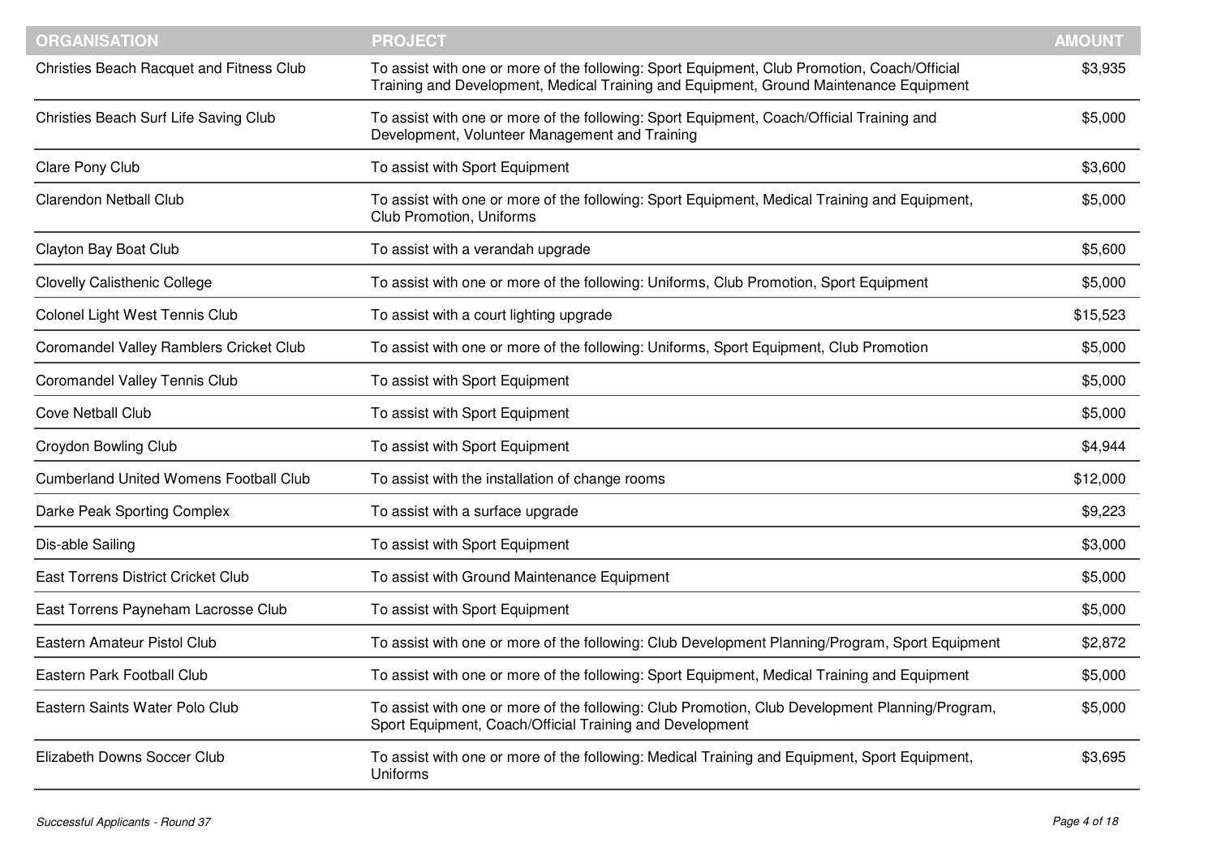| ORGANISATION | PROJECT | AMOUNT |
|---|---|---|
| Christies Beach Racquet and Fitness Club | To assist with one or more of the following: Sport Equipment, Club Promotion, Coach/Official Training and Development, Medical Training and Equipment, Ground Maintenance Equipment | $3,935 |
| Christies Beach Surf Life Saving Club | To assist with one or more of the following: Sport Equipment, Coach/Official Training and Development, Volunteer Management and Training | $5,000 |
| Clare Pony Club | To assist with Sport Equipment | $3,600 |
| Clarendon Netball Club | To assist with one or more of the following: Sport Equipment, Medical Training and Equipment, Club Promotion, Uniforms | $5,000 |
| Clayton Bay Boat Club | To assist with a verandah upgrade | $5,600 |
| Clovelly Calisthenic College | To assist with one or more of the following: Uniforms, Club Promotion, Sport Equipment | $5,000 |
| Colonel Light West Tennis Club | To assist with a court lighting upgrade | $15,523 |
| Coromandel Valley Ramblers Cricket Club | To assist with one or more of the following: Uniforms, Sport Equipment, Club Promotion | $5,000 |
| Coromandel Valley Tennis Club | To assist with Sport Equipment | $5,000 |
| Cove Netball Club | To assist with Sport Equipment | $5,000 |
| Croydon Bowling Club | To assist with Sport Equipment | $4,944 |
| Cumberland United Womens Football Club | To assist with the installation of change rooms | $12,000 |
| Darke Peak Sporting Complex | To assist with a surface upgrade | $9,223 |
| Dis-able Sailing | To assist with Sport Equipment | $3,000 |
| East Torrens District Cricket Club | To assist with Ground Maintenance Equipment | $5,000 |
| East Torrens Payneham Lacrosse Club | To assist with Sport Equipment | $5,000 |
| Eastern Amateur Pistol Club | To assist with one or more of the following: Club Development Planning/Program, Sport Equipment | $2,872 |
| Eastern Park Football Club | To assist with one or more of the following: Sport Equipment, Medical Training and Equipment | $5,000 |
| Eastern Saints Water Polo Club | To assist with one or more of the following: Club Promotion, Club Development Planning/Program, Sport Equipment, Coach/Official Training and Development | $5,000 |
| Elizabeth Downs Soccer Club | To assist with one or more of the following: Medical Training and Equipment, Sport Equipment, Uniforms | $3,695 |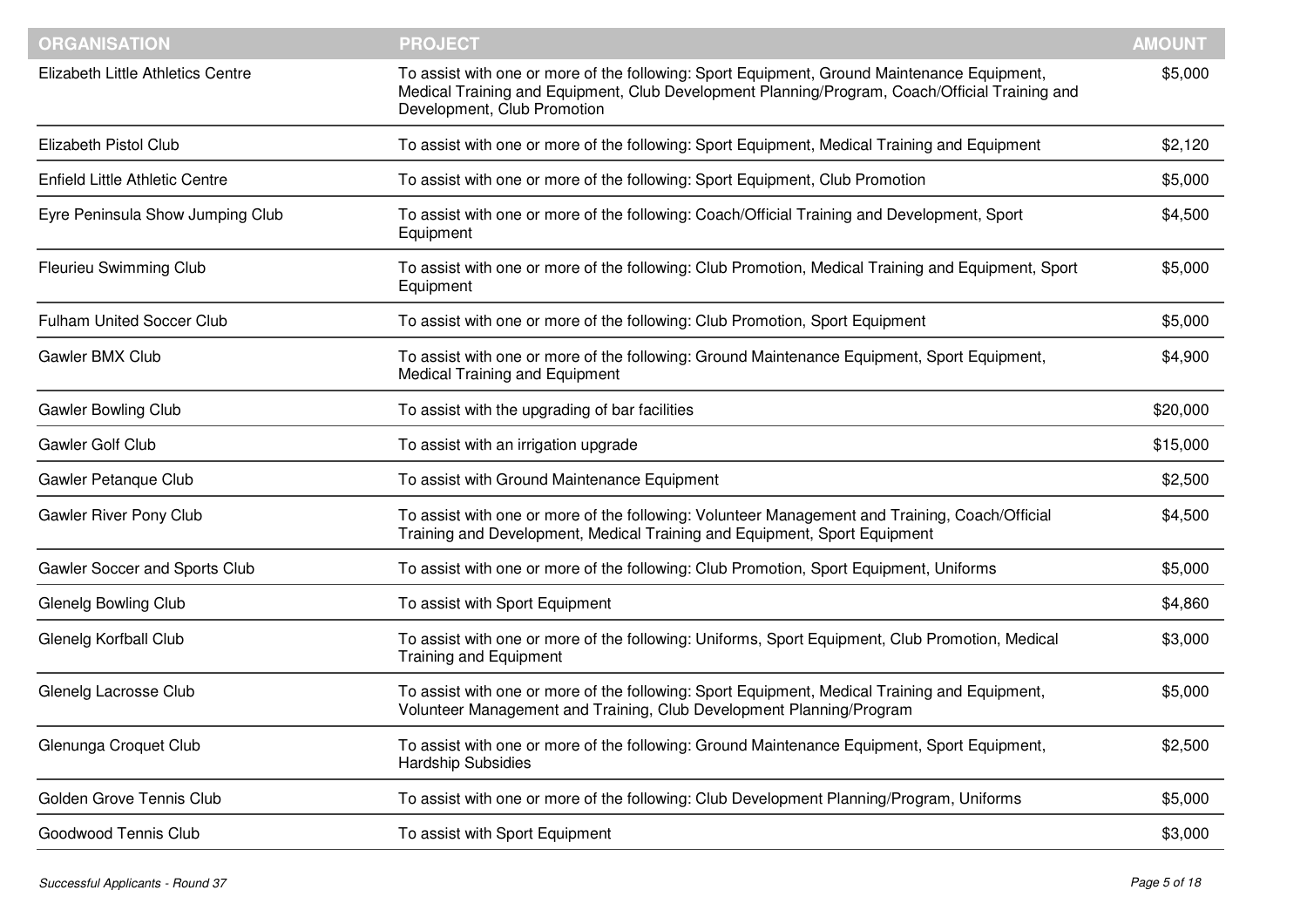| ORGANISATION | PROJECT | AMOUNT |
| --- | --- | --- |
| Elizabeth Little Athletics Centre | To assist with one or more of the following: Sport Equipment, Ground Maintenance Equipment, Medical Training and Equipment, Club Development Planning/Program, Coach/Official Training and Development, Club Promotion | $5,000 |
| Elizabeth Pistol Club | To assist with one or more of the following: Sport Equipment, Medical Training and Equipment | $2,120 |
| Enfield Little Athletic Centre | To assist with one or more of the following: Sport Equipment, Club Promotion | $5,000 |
| Eyre Peninsula Show Jumping Club | To assist with one or more of the following: Coach/Official Training and Development, Sport Equipment | $4,500 |
| Fleurieu Swimming Club | To assist with one or more of the following: Club Promotion, Medical Training and Equipment, Sport Equipment | $5,000 |
| Fulham United Soccer Club | To assist with one or more of the following: Club Promotion, Sport Equipment | $5,000 |
| Gawler BMX Club | To assist with one or more of the following: Ground Maintenance Equipment, Sport Equipment, Medical Training and Equipment | $4,900 |
| Gawler Bowling Club | To assist with the upgrading of bar facilities | $20,000 |
| Gawler Golf Club | To assist with an irrigation upgrade | $15,000 |
| Gawler Petanque Club | To assist with Ground Maintenance Equipment | $2,500 |
| Gawler River Pony Club | To assist with one or more of the following: Volunteer Management and Training, Coach/Official Training and Development, Medical Training and Equipment, Sport Equipment | $4,500 |
| Gawler Soccer and Sports Club | To assist with one or more of the following: Club Promotion, Sport Equipment, Uniforms | $5,000 |
| Glenelg Bowling Club | To assist with Sport Equipment | $4,860 |
| Glenelg Korfball Club | To assist with one or more of the following: Uniforms, Sport Equipment, Club Promotion, Medical Training and Equipment | $3,000 |
| Glenelg Lacrosse Club | To assist with one or more of the following: Sport Equipment, Medical Training and Equipment, Volunteer Management and Training, Club Development Planning/Program | $5,000 |
| Glenunga Croquet Club | To assist with one or more of the following: Ground Maintenance Equipment, Sport Equipment, Hardship Subsidies | $2,500 |
| Golden Grove Tennis Club | To assist with one or more of the following: Club Development Planning/Program, Uniforms | $5,000 |
| Goodwood Tennis Club | To assist with Sport Equipment | $3,000 |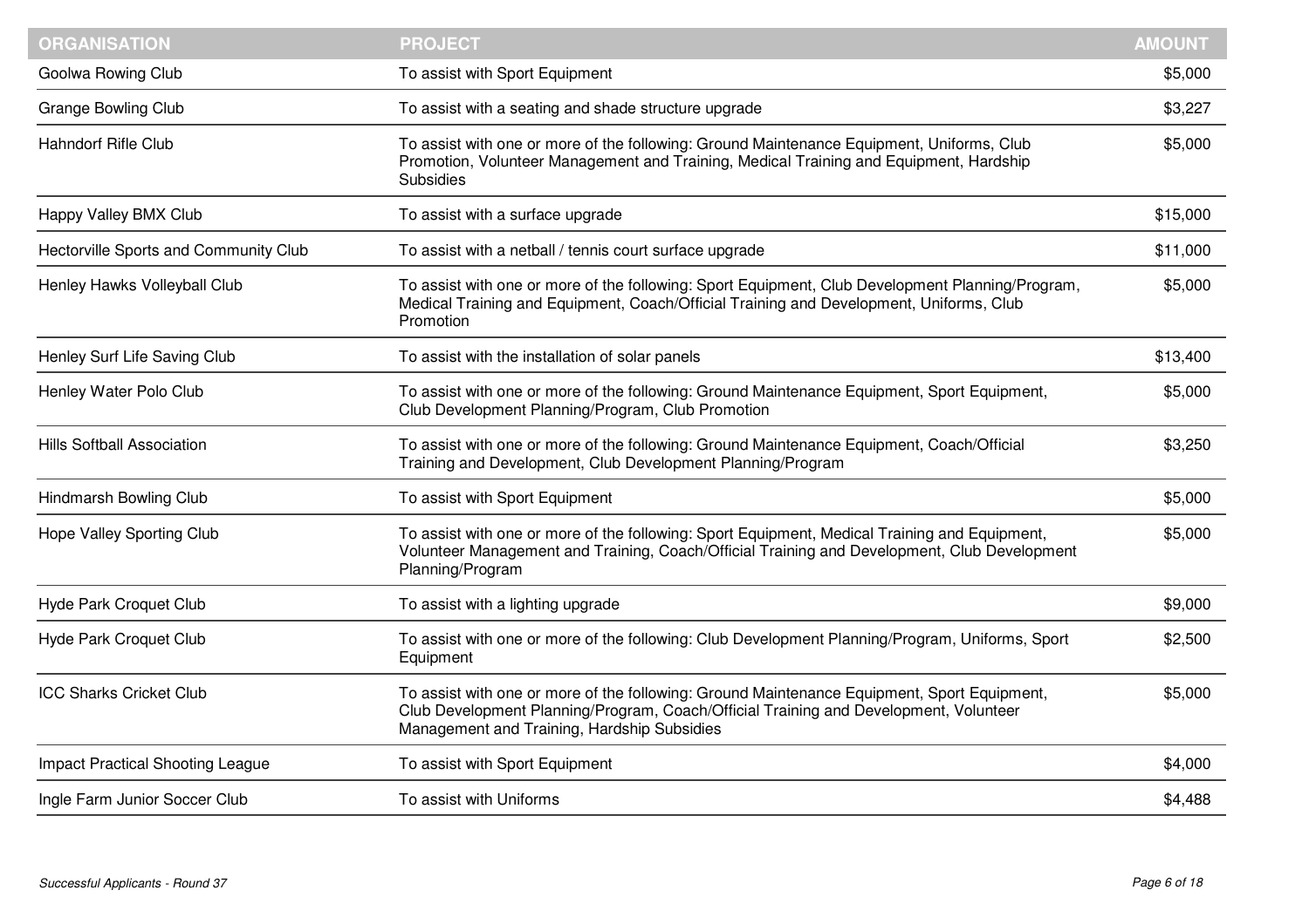| ORGANISATION | PROJECT | AMOUNT |
|---|---|---|
| Goolwa Rowing Club | To assist with Sport Equipment | $5,000 |
| Grange Bowling Club | To assist with a seating and shade structure upgrade | $3,227 |
| Hahndorf Rifle Club | To assist with one or more of the following: Ground Maintenance Equipment, Uniforms, Club Promotion, Volunteer Management and Training, Medical Training and Equipment, Hardship Subsidies | $5,000 |
| Happy Valley BMX Club | To assist with a surface upgrade | $15,000 |
| Hectorville Sports and Community Club | To assist with a netball / tennis court surface upgrade | $11,000 |
| Henley Hawks Volleyball Club | To assist with one or more of the following: Sport Equipment, Club Development Planning/Program, Medical Training and Equipment, Coach/Official Training and Development, Uniforms, Club Promotion | $5,000 |
| Henley Surf Life Saving Club | To assist with the installation of solar panels | $13,400 |
| Henley Water Polo Club | To assist with one or more of the following: Ground Maintenance Equipment, Sport Equipment, Club Development Planning/Program, Club Promotion | $5,000 |
| Hills Softball Association | To assist with one or more of the following: Ground Maintenance Equipment, Coach/Official Training and Development, Club Development Planning/Program | $3,250 |
| Hindmarsh Bowling Club | To assist with Sport Equipment | $5,000 |
| Hope Valley Sporting Club | To assist with one or more of the following: Sport Equipment, Medical Training and Equipment, Volunteer Management and Training, Coach/Official Training and Development, Club Development Planning/Program | $5,000 |
| Hyde Park Croquet Club | To assist with a lighting upgrade | $9,000 |
| Hyde Park Croquet Club | To assist with one or more of the following: Club Development Planning/Program, Uniforms, Sport Equipment | $2,500 |
| ICC Sharks Cricket Club | To assist with one or more of the following: Ground Maintenance Equipment, Sport Equipment, Club Development Planning/Program, Coach/Official Training and Development, Volunteer Management and Training, Hardship Subsidies | $5,000 |
| Impact Practical Shooting League | To assist with Sport Equipment | $4,000 |
| Ingle Farm Junior Soccer Club | To assist with Uniforms | $4,488 |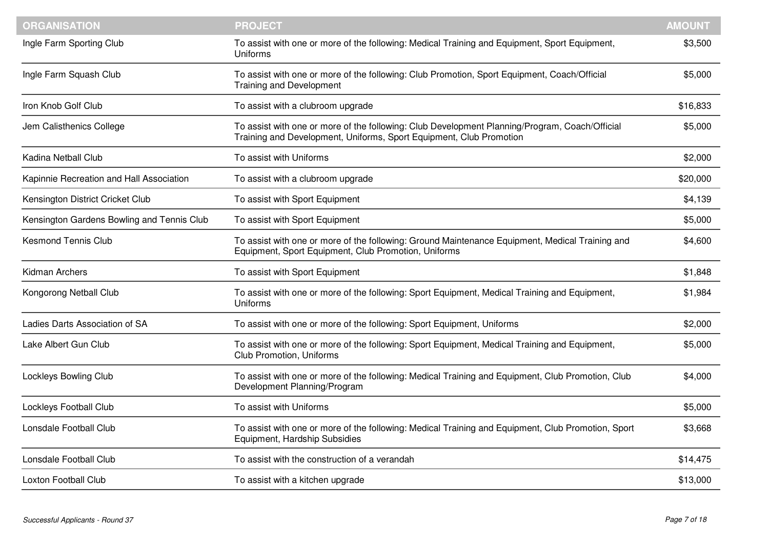| ORGANISATION | PROJECT | AMOUNT |
|---|---|---|
| Ingle Farm Sporting Club | To assist with one or more of the following: Medical Training and Equipment, Sport Equipment, Uniforms | $3,500 |
| Ingle Farm Squash Club | To assist with one or more of the following: Club Promotion, Sport Equipment, Coach/Official Training and Development | $5,000 |
| Iron Knob Golf Club | To assist with a clubroom upgrade | $16,833 |
| Jem Calisthenics College | To assist with one or more of the following: Club Development Planning/Program, Coach/Official Training and Development, Uniforms, Sport Equipment, Club Promotion | $5,000 |
| Kadina Netball Club | To assist with Uniforms | $2,000 |
| Kapinnie Recreation and Hall Association | To assist with a clubroom upgrade | $20,000 |
| Kensington District Cricket Club | To assist with Sport Equipment | $4,139 |
| Kensington Gardens Bowling and Tennis Club | To assist with Sport Equipment | $5,000 |
| Kesmond Tennis Club | To assist with one or more of the following: Ground Maintenance Equipment, Medical Training and Equipment, Sport Equipment, Club Promotion, Uniforms | $4,600 |
| Kidman Archers | To assist with Sport Equipment | $1,848 |
| Kongorong Netball Club | To assist with one or more of the following: Sport Equipment, Medical Training and Equipment, Uniforms | $1,984 |
| Ladies Darts Association of SA | To assist with one or more of the following: Sport Equipment, Uniforms | $2,000 |
| Lake Albert Gun Club | To assist with one or more of the following: Sport Equipment, Medical Training and Equipment, Club Promotion, Uniforms | $5,000 |
| Lockleys Bowling Club | To assist with one or more of the following: Medical Training and Equipment, Club Promotion, Club Development Planning/Program | $4,000 |
| Lockleys Football Club | To assist with Uniforms | $5,000 |
| Lonsdale Football Club | To assist with one or more of the following: Medical Training and Equipment, Club Promotion, Sport Equipment, Hardship Subsidies | $3,668 |
| Lonsdale Football Club | To assist with the construction of a verandah | $14,475 |
| Loxton Football Club | To assist with a kitchen upgrade | $13,000 |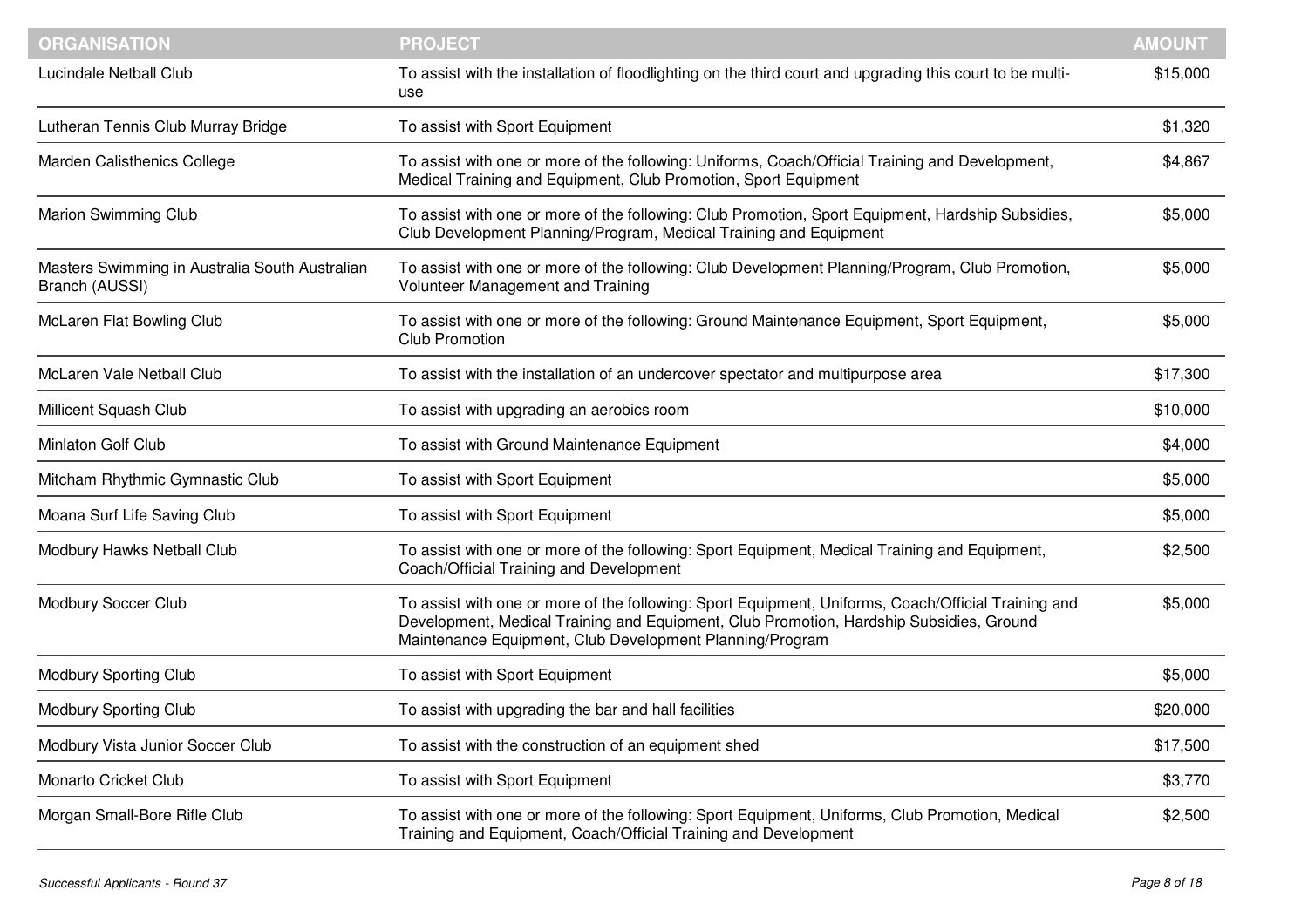| ORGANISATION | PROJECT | AMOUNT |
|---|---|---|
| Lucindale Netball Club | To assist with the installation of floodlighting on the third court and upgrading this court to be multi-use | $15,000 |
| Lutheran Tennis Club Murray Bridge | To assist with Sport Equipment | $1,320 |
| Marden Calisthenics College | To assist with one or more of the following: Uniforms, Coach/Official Training and Development, Medical Training and Equipment, Club Promotion, Sport Equipment | $4,867 |
| Marion Swimming Club | To assist with one or more of the following: Club Promotion, Sport Equipment, Hardship Subsidies, Club Development Planning/Program, Medical Training and Equipment | $5,000 |
| Masters Swimming in Australia South Australian Branch (AUSSI) | To assist with one or more of the following: Club Development Planning/Program, Club Promotion, Volunteer Management and Training | $5,000 |
| McLaren Flat Bowling Club | To assist with one or more of the following: Ground Maintenance Equipment, Sport Equipment, Club Promotion | $5,000 |
| McLaren Vale Netball Club | To assist with the installation of an undercover spectator and multipurpose area | $17,300 |
| Millicent Squash Club | To assist with upgrading an aerobics room | $10,000 |
| Minlaton Golf Club | To assist with Ground Maintenance Equipment | $4,000 |
| Mitcham Rhythmic Gymnastic Club | To assist with Sport Equipment | $5,000 |
| Moana Surf Life Saving Club | To assist with Sport Equipment | $5,000 |
| Modbury Hawks Netball Club | To assist with one or more of the following: Sport Equipment, Medical Training and Equipment, Coach/Official Training and Development | $2,500 |
| Modbury Soccer Club | To assist with one or more of the following: Sport Equipment, Uniforms, Coach/Official Training and Development, Medical Training and Equipment, Club Promotion, Hardship Subsidies, Ground Maintenance Equipment, Club Development Planning/Program | $5,000 |
| Modbury Sporting Club | To assist with Sport Equipment | $5,000 |
| Modbury Sporting Club | To assist with upgrading the bar and hall facilities | $20,000 |
| Modbury Vista Junior Soccer Club | To assist with the construction of an equipment shed | $17,500 |
| Monarto Cricket Club | To assist with Sport Equipment | $3,770 |
| Morgan Small-Bore Rifle Club | To assist with one or more of the following: Sport Equipment, Uniforms, Club Promotion, Medical Training and Equipment, Coach/Official Training and Development | $2,500 |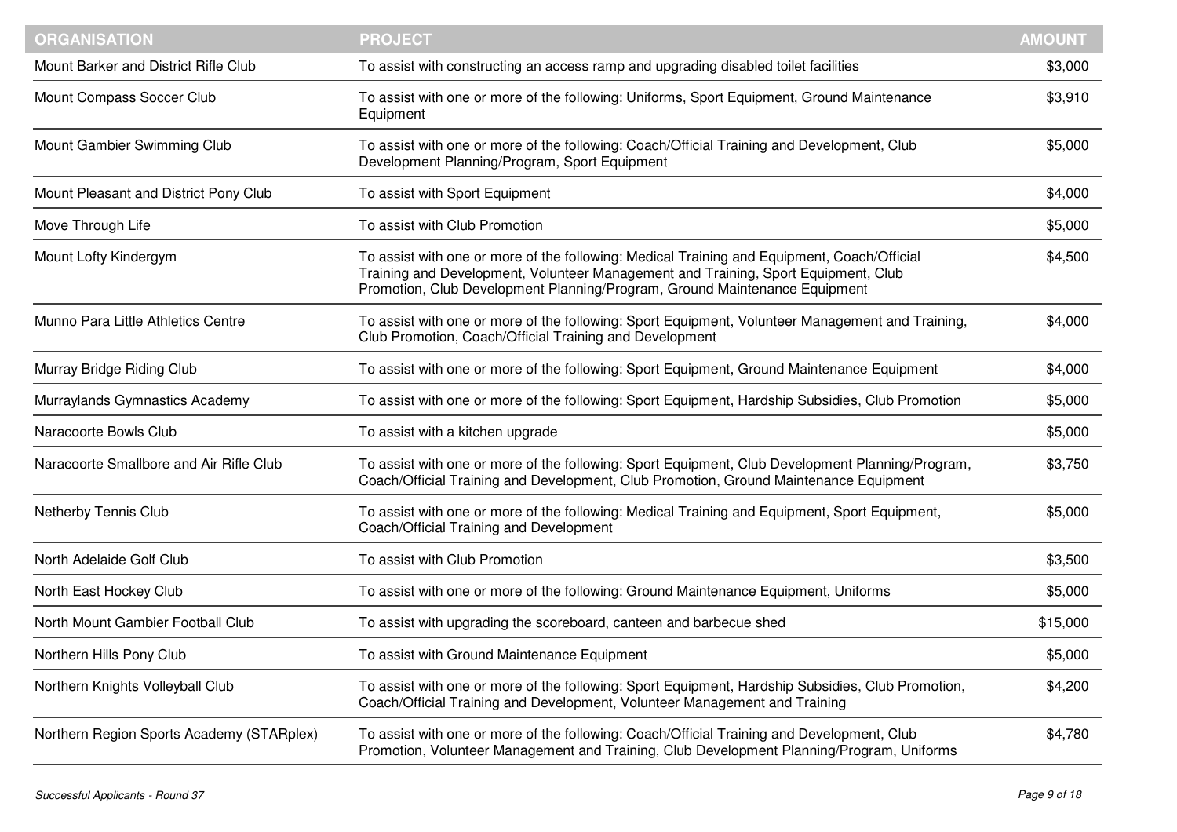| ORGANISATION | PROJECT | AMOUNT |
| --- | --- | --- |
| Mount Barker and District Rifle Club | To assist with constructing an access ramp and upgrading disabled toilet facilities | $3,000 |
| Mount Compass Soccer Club | To assist with one or more of the following: Uniforms, Sport Equipment, Ground Maintenance Equipment | $3,910 |
| Mount Gambier Swimming Club | To assist with one or more of the following: Coach/Official Training and Development, Club Development Planning/Program, Sport Equipment | $5,000 |
| Mount Pleasant and District Pony Club | To assist with Sport Equipment | $4,000 |
| Move Through Life | To assist with Club Promotion | $5,000 |
| Mount Lofty Kindergym | To assist with one or more of the following: Medical Training and Equipment, Coach/Official Training and Development, Volunteer Management and Training, Sport Equipment, Club Promotion, Club Development Planning/Program, Ground Maintenance Equipment | $4,500 |
| Munno Para Little Athletics Centre | To assist with one or more of the following: Sport Equipment, Volunteer Management and Training, Club Promotion, Coach/Official Training and Development | $4,000 |
| Murray Bridge Riding Club | To assist with one or more of the following: Sport Equipment, Ground Maintenance Equipment | $4,000 |
| Murraylands Gymnastics Academy | To assist with one or more of the following: Sport Equipment, Hardship Subsidies, Club Promotion | $5,000 |
| Naracoorte Bowls Club | To assist with a kitchen upgrade | $5,000 |
| Naracoorte Smallbore and Air Rifle Club | To assist with one or more of the following: Sport Equipment, Club Development Planning/Program, Coach/Official Training and Development, Club Promotion, Ground Maintenance Equipment | $3,750 |
| Netherby Tennis Club | To assist with one or more of the following: Medical Training and Equipment, Sport Equipment, Coach/Official Training and Development | $5,000 |
| North Adelaide Golf Club | To assist with Club Promotion | $3,500 |
| North East Hockey Club | To assist with one or more of the following: Ground Maintenance Equipment, Uniforms | $5,000 |
| North Mount Gambier Football Club | To assist with upgrading the scoreboard, canteen and barbecue shed | $15,000 |
| Northern Hills Pony Club | To assist with Ground Maintenance Equipment | $5,000 |
| Northern Knights Volleyball Club | To assist with one or more of the following: Sport Equipment, Hardship Subsidies, Club Promotion, Coach/Official Training and Development, Volunteer Management and Training | $4,200 |
| Northern Region Sports Academy (STARplex) | To assist with one or more of the following: Coach/Official Training and Development, Club Promotion, Volunteer Management and Training, Club Development Planning/Program, Uniforms | $4,780 |

*Successful Applicants - Round 37*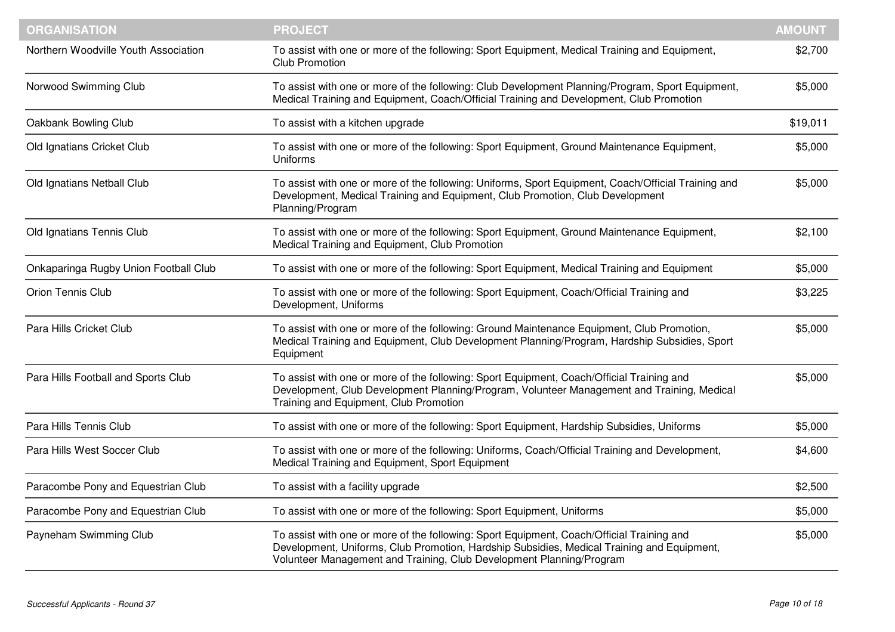| ORGANISATION | PROJECT | AMOUNT |
|---|---|---|
| Northern Woodville Youth Association | To assist with one or more of the following: Sport Equipment, Medical Training and Equipment, Club Promotion | $2,700 |
| Norwood Swimming Club | To assist with one or more of the following: Club Development Planning/Program, Sport Equipment, Medical Training and Equipment, Coach/Official Training and Development, Club Promotion | $5,000 |
| Oakbank Bowling Club | To assist with a kitchen upgrade | $19,011 |
| Old Ignatians Cricket Club | To assist with one or more of the following: Sport Equipment, Ground Maintenance Equipment, Uniforms | $5,000 |
| Old Ignatians Netball Club | To assist with one or more of the following: Uniforms, Sport Equipment, Coach/Official Training and Development, Medical Training and Equipment, Club Promotion, Club Development Planning/Program | $5,000 |
| Old Ignatians Tennis Club | To assist with one or more of the following: Sport Equipment, Ground Maintenance Equipment, Medical Training and Equipment, Club Promotion | $2,100 |
| Onkaparinga Rugby Union Football Club | To assist with one or more of the following: Sport Equipment, Medical Training and Equipment | $5,000 |
| Orion Tennis Club | To assist with one or more of the following: Sport Equipment, Coach/Official Training and Development, Uniforms | $3,225 |
| Para Hills Cricket Club | To assist with one or more of the following: Ground Maintenance Equipment, Club Promotion, Medical Training and Equipment, Club Development Planning/Program, Hardship Subsidies, Sport Equipment | $5,000 |
| Para Hills Football and Sports Club | To assist with one or more of the following: Sport Equipment, Coach/Official Training and Development, Club Development Planning/Program, Volunteer Management and Training, Medical Training and Equipment, Club Promotion | $5,000 |
| Para Hills Tennis Club | To assist with one or more of the following: Sport Equipment, Hardship Subsidies, Uniforms | $5,000 |
| Para Hills West Soccer Club | To assist with one or more of the following: Uniforms, Coach/Official Training and Development, Medical Training and Equipment, Sport Equipment | $4,600 |
| Paracombe Pony and Equestrian Club | To assist with a facility upgrade | $2,500 |
| Paracombe Pony and Equestrian Club | To assist with one or more of the following: Sport Equipment, Uniforms | $5,000 |
| Payneham Swimming Club | To assist with one or more of the following: Sport Equipment, Coach/Official Training and Development, Uniforms, Club Promotion, Hardship Subsidies, Medical Training and Equipment, Volunteer Management and Training, Club Development Planning/Program | $5,000 |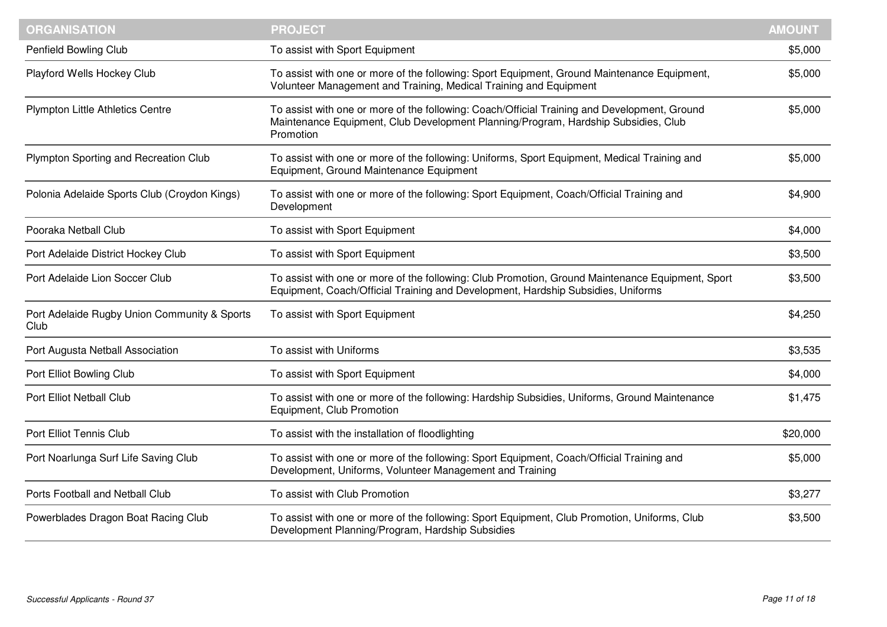| ORGANISATION | PROJECT | AMOUNT |
| --- | --- | --- |
| Penfield Bowling Club | To assist with Sport Equipment | $5,000 |
| Playford Wells Hockey Club | To assist with one or more of the following: Sport Equipment, Ground Maintenance Equipment, Volunteer Management and Training, Medical Training and Equipment | $5,000 |
| Plympton Little Athletics Centre | To assist with one or more of the following: Coach/Official Training and Development, Ground Maintenance Equipment, Club Development Planning/Program, Hardship Subsidies, Club Promotion | $5,000 |
| Plympton Sporting and Recreation Club | To assist with one or more of the following: Uniforms, Sport Equipment, Medical Training and Equipment, Ground Maintenance Equipment | $5,000 |
| Polonia Adelaide Sports Club (Croydon Kings) | To assist with one or more of the following: Sport Equipment, Coach/Official Training and Development | $4,900 |
| Pooraka Netball Club | To assist with Sport Equipment | $4,000 |
| Port Adelaide District Hockey Club | To assist with Sport Equipment | $3,500 |
| Port Adelaide Lion Soccer Club | To assist with one or more of the following: Club Promotion, Ground Maintenance Equipment, Sport Equipment, Coach/Official Training and Development, Hardship Subsidies, Uniforms | $3,500 |
| Port Adelaide Rugby Union Community & Sports Club | To assist with Sport Equipment | $4,250 |
| Port Augusta Netball Association | To assist with Uniforms | $3,535 |
| Port Elliot Bowling Club | To assist with Sport Equipment | $4,000 |
| Port Elliot Netball Club | To assist with one or more of the following: Hardship Subsidies, Uniforms, Ground Maintenance Equipment, Club Promotion | $1,475 |
| Port Elliot Tennis Club | To assist with the installation of floodlighting | $20,000 |
| Port Noarlunga Surf Life Saving Club | To assist with one or more of the following: Sport Equipment, Coach/Official Training and Development, Uniforms, Volunteer Management and Training | $5,000 |
| Ports Football and Netball Club | To assist with Club Promotion | $3,277 |
| Powerblades Dragon Boat Racing Club | To assist with one or more of the following: Sport Equipment, Club Promotion, Uniforms, Club Development Planning/Program, Hardship Subsidies | $3,500 |

*Successful Applicants - Round 37*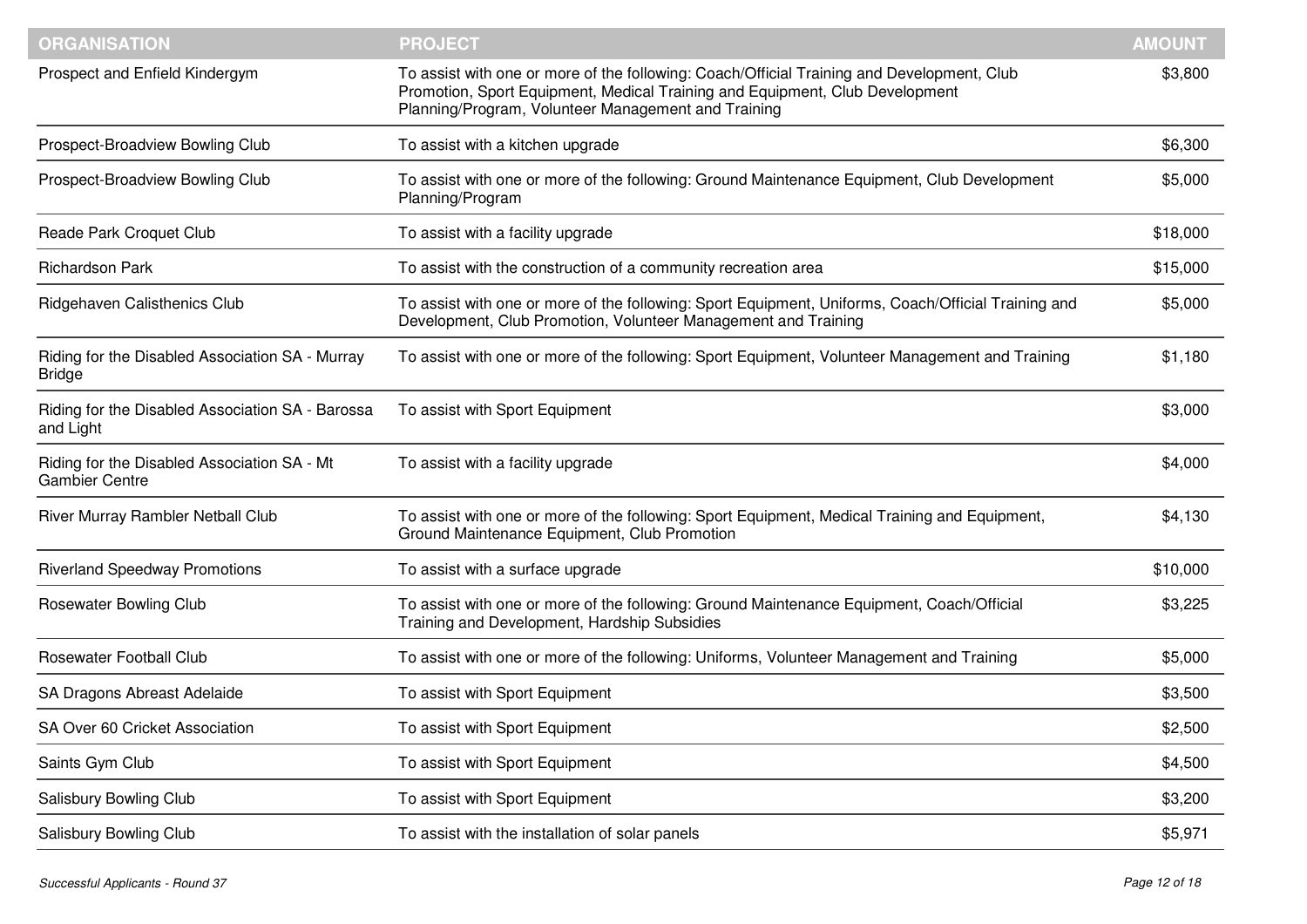| ORGANISATION | PROJECT | AMOUNT |
|---|---|---|
| Prospect and Enfield Kindergym | To assist with one or more of the following: Coach/Official Training and Development, Club Promotion, Sport Equipment, Medical Training and Equipment, Club Development Planning/Program, Volunteer Management and Training | $3,800 |
| Prospect-Broadview Bowling Club | To assist with a kitchen upgrade | $6,300 |
| Prospect-Broadview Bowling Club | To assist with one or more of the following: Ground Maintenance Equipment, Club Development Planning/Program | $5,000 |
| Reade Park Croquet Club | To assist with a facility upgrade | $18,000 |
| Richardson Park | To assist with the construction of a community recreation area | $15,000 |
| Ridgehaven Calisthenics Club | To assist with one or more of the following: Sport Equipment, Uniforms, Coach/Official Training and Development, Club Promotion, Volunteer Management and Training | $5,000 |
| Riding for the Disabled Association SA - Murray Bridge | To assist with one or more of the following: Sport Equipment, Volunteer Management and Training | $1,180 |
| Riding for the Disabled Association SA - Barossa and Light | To assist with Sport Equipment | $3,000 |
| Riding for the Disabled Association SA - Mt Gambier Centre | To assist with a facility upgrade | $4,000 |
| River Murray Rambler Netball Club | To assist with one or more of the following: Sport Equipment, Medical Training and Equipment, Ground Maintenance Equipment, Club Promotion | $4,130 |
| Riverland Speedway Promotions | To assist with a surface upgrade | $10,000 |
| Rosewater Bowling Club | To assist with one or more of the following: Ground Maintenance Equipment, Coach/Official Training and Development, Hardship Subsidies | $3,225 |
| Rosewater Football Club | To assist with one or more of the following: Uniforms, Volunteer Management and Training | $5,000 |
| SA Dragons Abreast Adelaide | To assist with Sport Equipment | $3,500 |
| SA Over 60 Cricket Association | To assist with Sport Equipment | $2,500 |
| Saints Gym Club | To assist with Sport Equipment | $4,500 |
| Salisbury Bowling Club | To assist with Sport Equipment | $3,200 |
| Salisbury Bowling Club | To assist with the installation of solar panels | $5,971 |

*Successful Applicants - Round 37*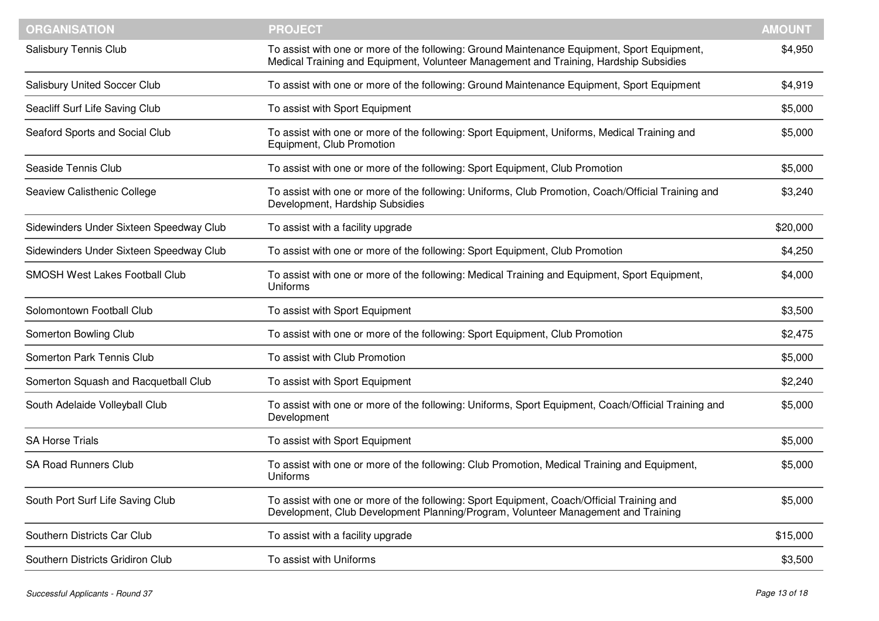| ORGANISATION | PROJECT | AMOUNT |
|---|---|---|
| Salisbury Tennis Club | To assist with one or more of the following: Ground Maintenance Equipment, Sport Equipment, Medical Training and Equipment, Volunteer Management and Training, Hardship Subsidies | $4,950 |
| Salisbury United Soccer Club | To assist with one or more of the following: Ground Maintenance Equipment, Sport Equipment | $4,919 |
| Seacliff Surf Life Saving Club | To assist with Sport Equipment | $5,000 |
| Seaford Sports and Social Club | To assist with one or more of the following: Sport Equipment, Uniforms, Medical Training and Equipment, Club Promotion | $5,000 |
| Seaside Tennis Club | To assist with one or more of the following: Sport Equipment, Club Promotion | $5,000 |
| Seaview Calisthenic College | To assist with one or more of the following: Uniforms, Club Promotion, Coach/Official Training and Development, Hardship Subsidies | $3,240 |
| Sidewinders Under Sixteen Speedway Club | To assist with a facility upgrade | $20,000 |
| Sidewinders Under Sixteen Speedway Club | To assist with one or more of the following: Sport Equipment, Club Promotion | $4,250 |
| SMOSH West Lakes Football Club | To assist with one or more of the following: Medical Training and Equipment, Sport Equipment, Uniforms | $4,000 |
| Solomontown Football Club | To assist with Sport Equipment | $3,500 |
| Somerton Bowling Club | To assist with one or more of the following: Sport Equipment, Club Promotion | $2,475 |
| Somerton Park Tennis Club | To assist with Club Promotion | $5,000 |
| Somerton Squash and Racquetball Club | To assist with Sport Equipment | $2,240 |
| South Adelaide Volleyball Club | To assist with one or more of the following: Uniforms, Sport Equipment, Coach/Official Training and Development | $5,000 |
| SA Horse Trials | To assist with Sport Equipment | $5,000 |
| SA Road Runners Club | To assist with one or more of the following: Club Promotion, Medical Training and Equipment, Uniforms | $5,000 |
| South Port Surf Life Saving Club | To assist with one or more of the following: Sport Equipment, Coach/Official Training and Development, Club Development Planning/Program, Volunteer Management and Training | $5,000 |
| Southern Districts Car Club | To assist with a facility upgrade | $15,000 |
| Southern Districts Gridiron Club | To assist with Uniforms | $3,500 |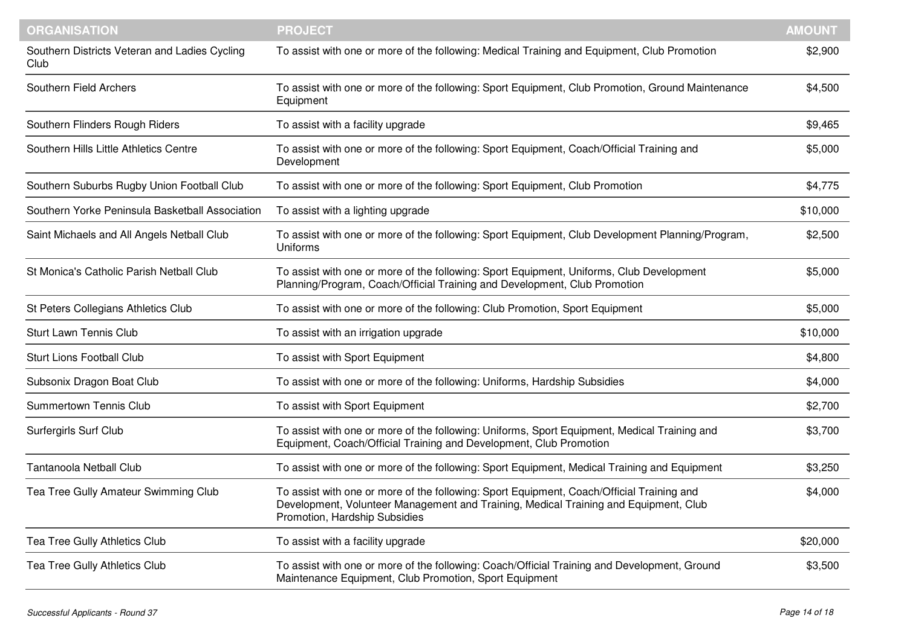| ORGANISATION | PROJECT | AMOUNT |
|---|---|---|
| Southern Districts Veteran and Ladies Cycling Club | To assist with one or more of the following: Medical Training and Equipment, Club Promotion | $2,900 |
| Southern Field Archers | To assist with one or more of the following: Sport Equipment, Club Promotion, Ground Maintenance Equipment | $4,500 |
| Southern Flinders Rough Riders | To assist with a facility upgrade | $9,465 |
| Southern Hills Little Athletics Centre | To assist with one or more of the following: Sport Equipment, Coach/Official Training and Development | $5,000 |
| Southern Suburbs Rugby Union Football Club | To assist with one or more of the following: Sport Equipment, Club Promotion | $4,775 |
| Southern Yorke Peninsula Basketball Association | To assist with a lighting upgrade | $10,000 |
| Saint Michaels and All Angels Netball Club | To assist with one or more of the following: Sport Equipment, Club Development Planning/Program, Uniforms | $2,500 |
| St Monica's Catholic Parish Netball Club | To assist with one or more of the following: Sport Equipment, Uniforms, Club Development Planning/Program, Coach/Official Training and Development, Club Promotion | $5,000 |
| St Peters Collegians Athletics Club | To assist with one or more of the following: Club Promotion, Sport Equipment | $5,000 |
| Sturt Lawn Tennis Club | To assist with an irrigation upgrade | $10,000 |
| Sturt Lions Football Club | To assist with Sport Equipment | $4,800 |
| Subsonix Dragon Boat Club | To assist with one or more of the following: Uniforms, Hardship Subsidies | $4,000 |
| Summertown Tennis Club | To assist with Sport Equipment | $2,700 |
| Surfergirls Surf Club | To assist with one or more of the following: Uniforms, Sport Equipment, Medical Training and Equipment, Coach/Official Training and Development, Club Promotion | $3,700 |
| Tantanoola Netball Club | To assist with one or more of the following: Sport Equipment, Medical Training and Equipment | $3,250 |
| Tea Tree Gully Amateur Swimming Club | To assist with one or more of the following: Sport Equipment, Coach/Official Training and Development, Volunteer Management and Training, Medical Training and Equipment, Club Promotion, Hardship Subsidies | $4,000 |
| Tea Tree Gully Athletics Club | To assist with a facility upgrade | $20,000 |
| Tea Tree Gully Athletics Club | To assist with one or more of the following: Coach/Official Training and Development, Ground Maintenance Equipment, Club Promotion, Sport Equipment | $3,500 |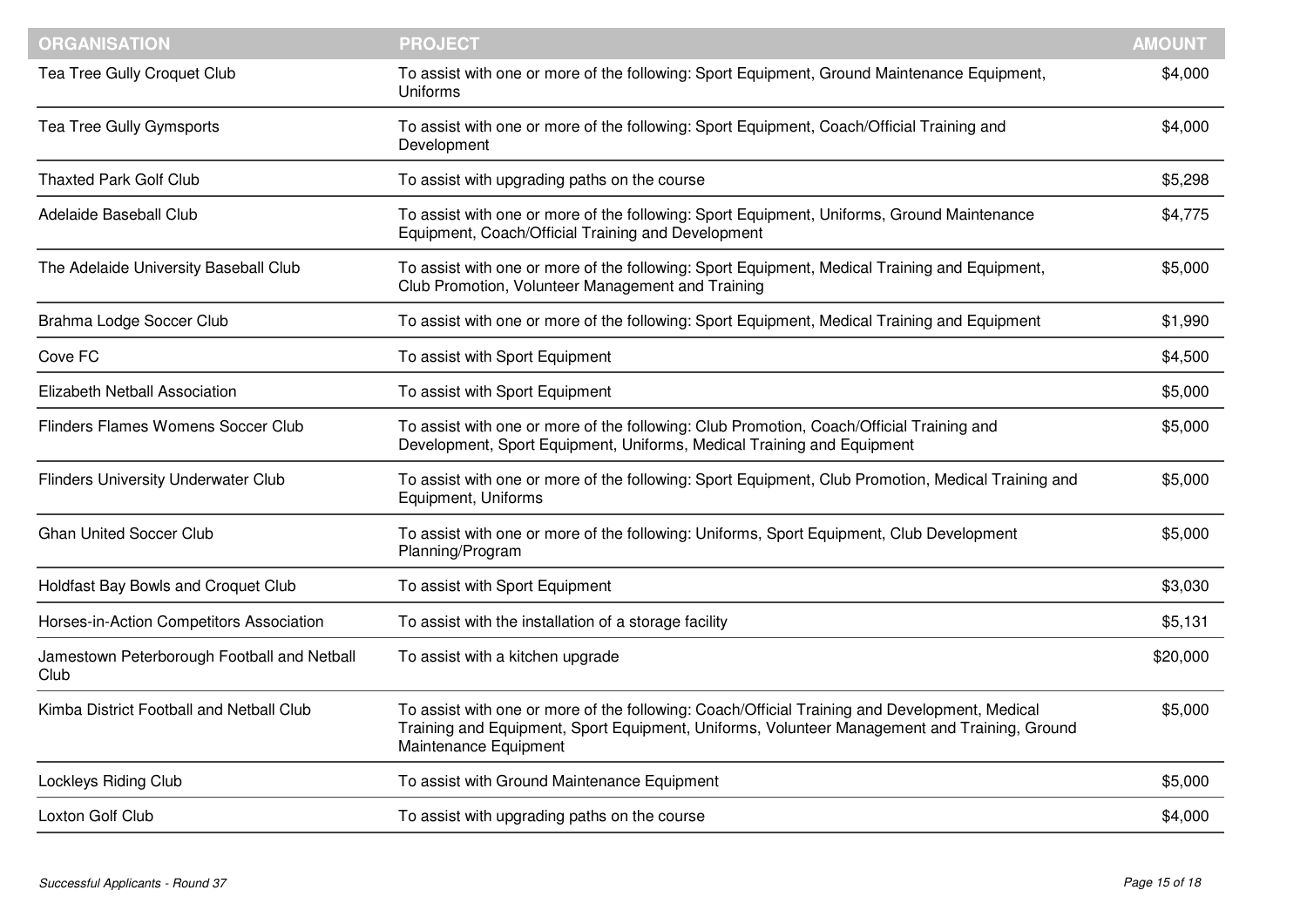| ORGANISATION | PROJECT | AMOUNT |
|---|---|---|
| Tea Tree Gully Croquet Club | To assist with one or more of the following: Sport Equipment, Ground Maintenance Equipment, Uniforms | $4,000 |
| Tea Tree Gully Gymsports | To assist with one or more of the following: Sport Equipment, Coach/Official Training and Development | $4,000 |
| Thaxted Park Golf Club | To assist with upgrading paths on the course | $5,298 |
| Adelaide Baseball Club | To assist with one or more of the following: Sport Equipment, Uniforms, Ground Maintenance Equipment, Coach/Official Training and Development | $4,775 |
| The Adelaide University Baseball Club | To assist with one or more of the following: Sport Equipment, Medical Training and Equipment, Club Promotion, Volunteer Management and Training | $5,000 |
| Brahma Lodge Soccer Club | To assist with one or more of the following: Sport Equipment, Medical Training and Equipment | $1,990 |
| Cove FC | To assist with Sport Equipment | $4,500 |
| Elizabeth Netball Association | To assist with Sport Equipment | $5,000 |
| Flinders Flames Womens Soccer Club | To assist with one or more of the following: Club Promotion, Coach/Official Training and Development, Sport Equipment, Uniforms, Medical Training and Equipment | $5,000 |
| Flinders University Underwater Club | To assist with one or more of the following: Sport Equipment, Club Promotion, Medical Training and Equipment, Uniforms | $5,000 |
| Ghan United Soccer Club | To assist with one or more of the following: Uniforms, Sport Equipment, Club Development Planning/Program | $5,000 |
| Holdfast Bay Bowls and Croquet Club | To assist with Sport Equipment | $3,030 |
| Horses-in-Action Competitors Association | To assist with the installation of a storage facility | $5,131 |
| Jamestown Peterborough Football and Netball Club | To assist with a kitchen upgrade | $20,000 |
| Kimba District Football and Netball Club | To assist with one or more of the following: Coach/Official Training and Development, Medical Training and Equipment, Sport Equipment, Uniforms, Volunteer Management and Training, Ground Maintenance Equipment | $5,000 |
| Lockleys Riding Club | To assist with Ground Maintenance Equipment | $5,000 |
| Loxton Golf Club | To assist with upgrading paths on the course | $4,000 |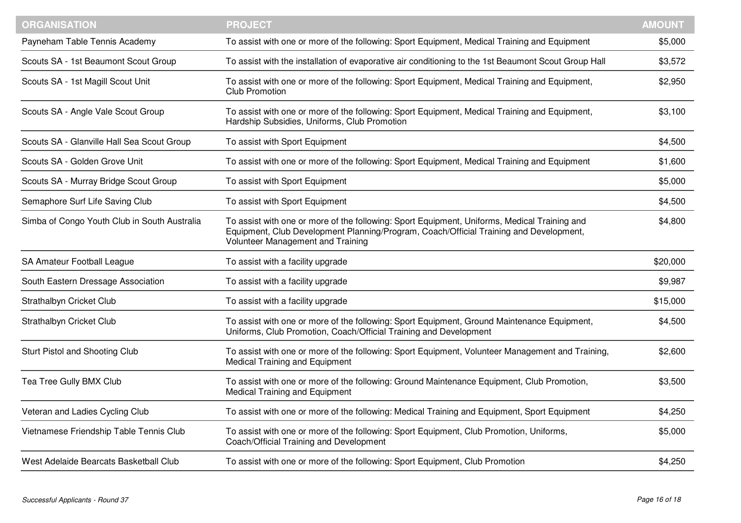| ORGANISATION | PROJECT | AMOUNT |
|---|---|---|
| Payneham Table Tennis Academy | To assist with one or more of the following: Sport Equipment, Medical Training and Equipment | $5,000 |
| Scouts SA - 1st Beaumont Scout Group | To assist with the installation of evaporative air conditioning to the 1st Beaumont Scout Group Hall | $3,572 |
| Scouts SA - 1st Magill Scout Unit | To assist with one or more of the following: Sport Equipment, Medical Training and Equipment, Club Promotion | $2,950 |
| Scouts SA - Angle Vale Scout Group | To assist with one or more of the following: Sport Equipment, Medical Training and Equipment, Hardship Subsidies, Uniforms, Club Promotion | $3,100 |
| Scouts SA - Glanville Hall Sea Scout Group | To assist with Sport Equipment | $4,500 |
| Scouts SA - Golden Grove Unit | To assist with one or more of the following: Sport Equipment, Medical Training and Equipment | $1,600 |
| Scouts SA - Murray Bridge Scout Group | To assist with Sport Equipment | $5,000 |
| Semaphore Surf Life Saving Club | To assist with Sport Equipment | $4,500 |
| Simba of Congo Youth Club in South Australia | To assist with one or more of the following: Sport Equipment, Uniforms, Medical Training and Equipment, Club Development Planning/Program, Coach/Official Training and Development, Volunteer Management and Training | $4,800 |
| SA Amateur Football League | To assist with a facility upgrade | $20,000 |
| South Eastern Dressage Association | To assist with a facility upgrade | $9,987 |
| Strathalbyn Cricket Club | To assist with a facility upgrade | $15,000 |
| Strathalbyn Cricket Club | To assist with one or more of the following: Sport Equipment, Ground Maintenance Equipment, Uniforms, Club Promotion, Coach/Official Training and Development | $4,500 |
| Sturt Pistol and Shooting Club | To assist with one or more of the following: Sport Equipment, Volunteer Management and Training, Medical Training and Equipment | $2,600 |
| Tea Tree Gully BMX Club | To assist with one or more of the following: Ground Maintenance Equipment, Club Promotion, Medical Training and Equipment | $3,500 |
| Veteran and Ladies Cycling Club | To assist with one or more of the following: Medical Training and Equipment, Sport Equipment | $4,250 |
| Vietnamese Friendship Table Tennis Club | To assist with one or more of the following: Sport Equipment, Club Promotion, Uniforms, Coach/Official Training and Development | $5,000 |
| West Adelaide Bearcats Basketball Club | To assist with one or more of the following: Sport Equipment, Club Promotion | $4,250 |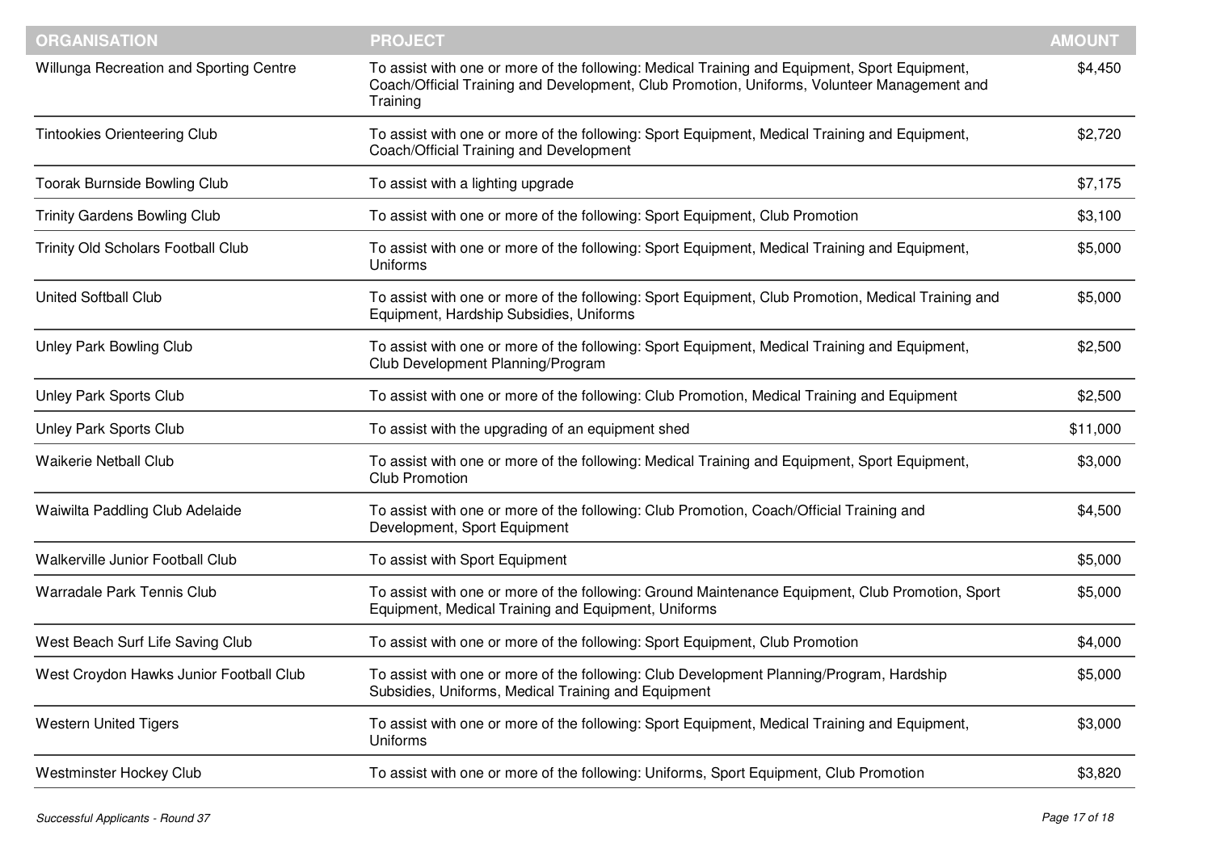| ORGANISATION | PROJECT | AMOUNT |
|---|---|---|
| Willunga Recreation and Sporting Centre | To assist with one or more of the following: Medical Training and Equipment, Sport Equipment, Coach/Official Training and Development, Club Promotion, Uniforms, Volunteer Management and Training | $4,450 |
| Tintookies Orienteering Club | To assist with one or more of the following: Sport Equipment, Medical Training and Equipment, Coach/Official Training and Development | $2,720 |
| Toorak Burnside Bowling Club | To assist with a lighting upgrade | $7,175 |
| Trinity Gardens Bowling Club | To assist with one or more of the following: Sport Equipment, Club Promotion | $3,100 |
| Trinity Old Scholars Football Club | To assist with one or more of the following: Sport Equipment, Medical Training and Equipment, Uniforms | $5,000 |
| United Softball Club | To assist with one or more of the following: Sport Equipment, Club Promotion, Medical Training and Equipment, Hardship Subsidies, Uniforms | $5,000 |
| Unley Park Bowling Club | To assist with one or more of the following: Sport Equipment, Medical Training and Equipment, Club Development Planning/Program | $2,500 |
| Unley Park Sports Club | To assist with one or more of the following: Club Promotion, Medical Training and Equipment | $2,500 |
| Unley Park Sports Club | To assist with the upgrading of an equipment shed | $11,000 |
| Waikerie Netball Club | To assist with one or more of the following: Medical Training and Equipment, Sport Equipment, Club Promotion | $3,000 |
| Waiwilta Paddling Club Adelaide | To assist with one or more of the following: Club Promotion, Coach/Official Training and Development, Sport Equipment | $4,500 |
| Walkerville Junior Football Club | To assist with Sport Equipment | $5,000 |
| Warradale Park Tennis Club | To assist with one or more of the following: Ground Maintenance Equipment, Club Promotion, Sport Equipment, Medical Training and Equipment, Uniforms | $5,000 |
| West Beach Surf Life Saving Club | To assist with one or more of the following: Sport Equipment, Club Promotion | $4,000 |
| West Croydon Hawks Junior Football Club | To assist with one or more of the following: Club Development Planning/Program, Hardship Subsidies, Uniforms, Medical Training and Equipment | $5,000 |
| Western United Tigers | To assist with one or more of the following: Sport Equipment, Medical Training and Equipment, Uniforms | $3,000 |
| Westminster Hockey Club | To assist with one or more of the following: Uniforms, Sport Equipment, Club Promotion | $3,820 |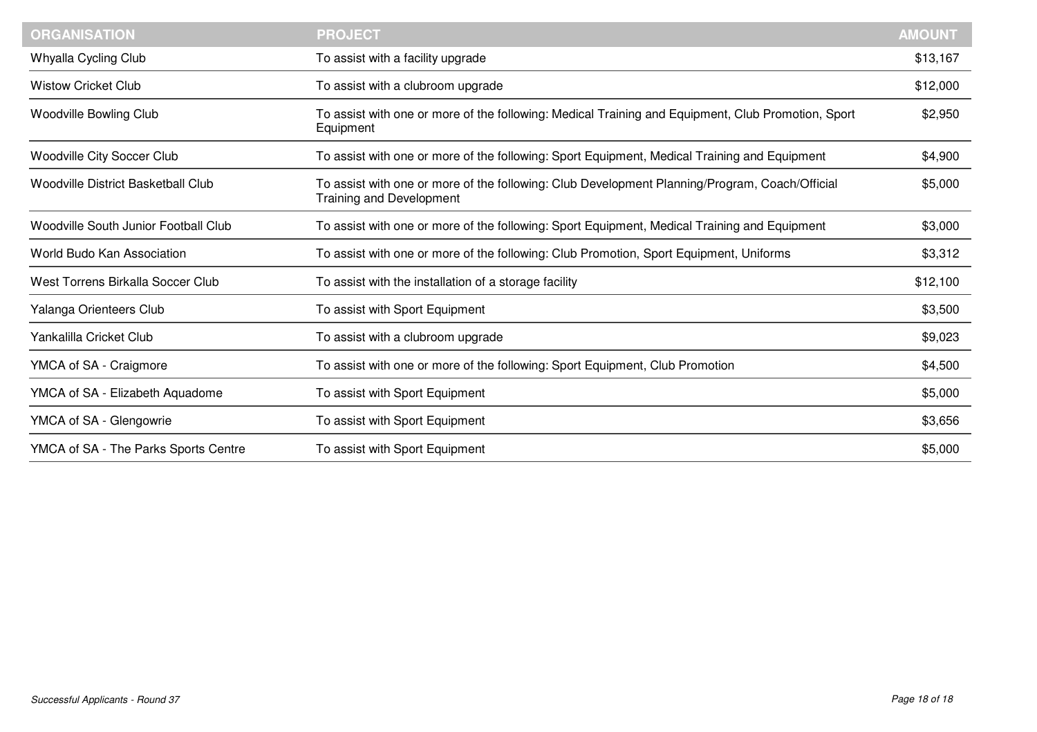| ORGANISATION | PROJECT | AMOUNT |
| --- | --- | --- |
| Whyalla Cycling Club | To assist with a facility upgrade | $13,167 |
| Wistow Cricket Club | To assist with a clubroom upgrade | $12,000 |
| Woodville Bowling Club | To assist with one or more of the following: Medical Training and Equipment, Club Promotion, Sport Equipment | $2,950 |
| Woodville City Soccer Club | To assist with one or more of the following: Sport Equipment, Medical Training and Equipment | $4,900 |
| Woodville District Basketball Club | To assist with one or more of the following: Club Development Planning/Program, Coach/Official Training and Development | $5,000 |
| Woodville South Junior Football Club | To assist with one or more of the following: Sport Equipment, Medical Training and Equipment | $3,000 |
| World Budo Kan Association | To assist with one or more of the following: Club Promotion, Sport Equipment, Uniforms | $3,312 |
| West Torrens Birkalla Soccer Club | To assist with the installation of a storage facility | $12,100 |
| Yalanga Orienteers Club | To assist with Sport Equipment | $3,500 |
| Yankalilla Cricket Club | To assist with a clubroom upgrade | $9,023 |
| YMCA of SA - Craigmore | To assist with one or more of the following: Sport Equipment, Club Promotion | $4,500 |
| YMCA of SA - Elizabeth Aquadome | To assist with Sport Equipment | $5,000 |
| YMCA of SA - Glengowrie | To assist with Sport Equipment | $3,656 |
| YMCA of SA - The Parks Sports Centre | To assist with Sport Equipment | $5,000 |